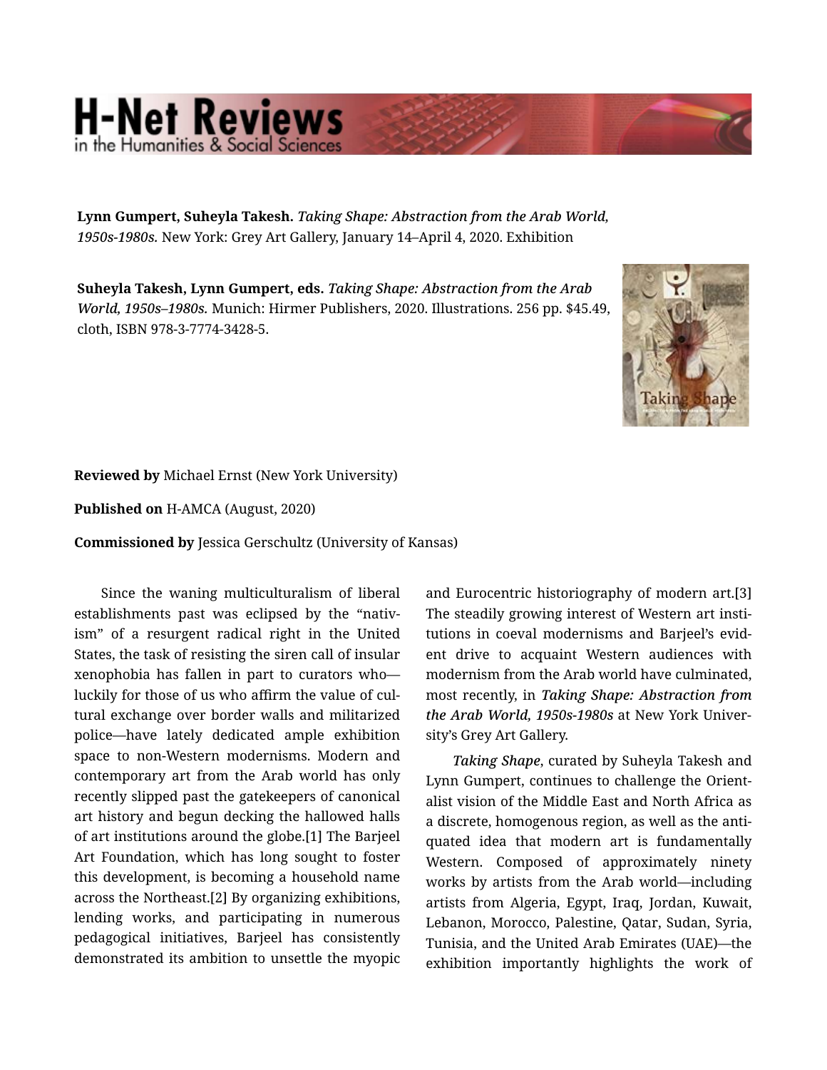**Lynn Gumpert, Suheyla Takesh.** *Taking Shape: Abstraction from the Arab World, 1950s-1980s.* New York: Grey Art Gallery, January 14–April 4, 2020. Exhibition

**Suheyla Takesh, Lynn Gumpert, eds.** *Taking Shape: Abstraction from the Arab World, 1950s–1980s.* Munich: Hirmer Publishers, 2020. Illustrations. 256 pp. $45.49, cloth, ISBN 978-3-7774-3428-5.

**Reviewed by** Michael Ernst (New York University)

**Published on** H-AMCA (August, 2020)

**Commissioned by** Jessica Gerschultz (University of Kansas)

Since the waning multiculturalism of liberal establishments past was eclipsed by the "nativism" of a resurgent radical right in the United States, the task of resisting the siren call of insular xenophobia has fallen in part to curators who—luckily for those of us who affirm the value of cultural exchange over border walls and militarized police—have lately dedicated ample exhibition space to non-Western modernisms. Modern and contemporary art from the Arab world has only recently slipped past the gatekeepers of canonical art history and begun decking the hallowed halls of art institutions around the globe.[1] The Barjeel Art Foundation, which has long sought to foster this development, is becoming a household name across the Northeast.[2] By organizing exhibitions, lending works, and participating in numerous pedagogical initiatives, Barjeel has consistently demonstrated its ambition to unsettle the myopic and Eurocentric historiography of modern art.[3] The steadily growing interest of Western art institutions in coeval modernisms and Barjeel's evident drive to acquaint Western audiences with modernism from the Arab world have culminated, most recently, in ***Taking Shape: Abstraction from the Arab World, 1950s-1980s*** at New York University's Grey Art Gallery.

*Taking Shape*, curated by Suheyla Takesh and Lynn Gumpert, continues to challenge the Orientalist vision of the Middle East and North Africa as a discrete, homogenous region, as well as the antiquated idea that modern art is fundamentally Western. Composed of approximately ninety works by artists from the Arab world—including artists from Algeria, Egypt, Iraq, Jordan, Kuwait, Lebanon, Morocco, Palestine, Qatar, Sudan, Syria, Tunisia, and the United Arab Emirates (UAE)—the exhibition importantly highlights the work of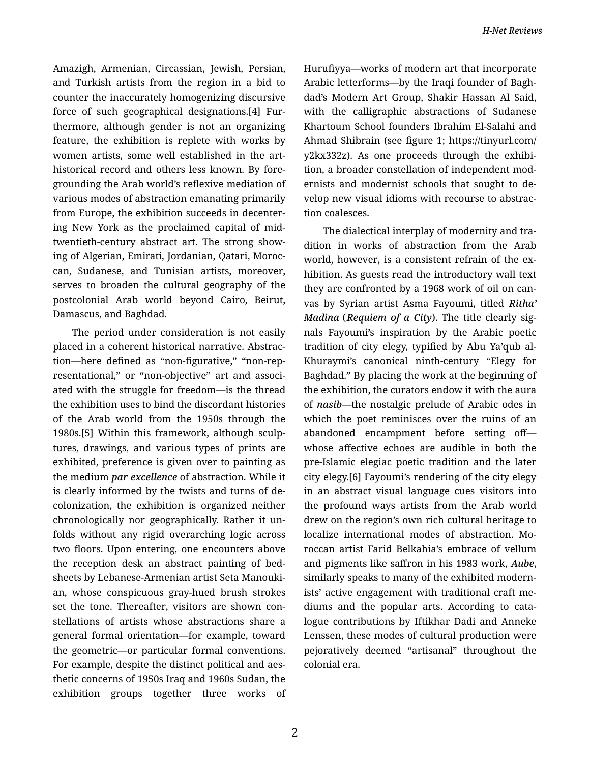Amazigh, Armenian, Circassian, Jewish, Persian, and Turkish artists from the region in a bid to counter the inaccurately homogenizing discursive force of such geographical designations.[4] Furthermore, although gender is not an organizing feature, the exhibition is replete with works by women artists, some well established in the art-historical record and others less known. By foregrounding the Arab world's reflexive mediation of various modes of abstraction emanating primarily from Europe, the exhibition succeeds in decentering New York as the proclaimed capital of mid-twentieth-century abstract art. The strong showing of Algerian, Emirati, Jordanian, Qatari, Moroccan, Sudanese, and Tunisian artists, moreover, serves to broaden the cultural geography of the postcolonial Arab world beyond Cairo, Beirut, Damascus, and Baghdad.

The period under consideration is not easily placed in a coherent historical narrative. Abstraction—here defined as "non-figurative," "non-representational," or "non-objective" art and associated with the struggle for freedom—is the thread the exhibition uses to bind the discordant histories of the Arab world from the 1950s through the 1980s.[5] Within this framework, although sculptures, drawings, and various types of prints are exhibited, preference is given over to painting as the medium ***par excellence*** of abstraction. While it is clearly informed by the twists and turns of decolonization, the exhibition is organized neither chronologically nor geographically. Rather it unfolds without any rigid overarching logic across two floors. Upon entering, one encounters above the reception desk an abstract painting of bedsheets by Lebanese-Armenian artist Seta Manoukian, whose conspicuous gray-hued brush strokes set the tone. Thereafter, visitors are shown constellations of artists whose abstractions share a general formal orientation—for example, toward the geometric—or particular formal conventions. For example, despite the distinct political and aesthetic concerns of 1950s Iraq and 1960s Sudan, the exhibition groups together three works of Hurufiyya—works of modern art that incorporate Arabic letterforms—by the Iraqi founder of Baghdad's Modern Art Group, Shakir Hassan Al Said, with the calligraphic abstractions of Sudanese Khartoum School founders Ibrahim El-Salahi and Ahmad Shibrain (see figure 1; https://tinyurl.com/y2kx332z). As one proceeds through the exhibition, a broader constellation of independent modernists and modernist schools that sought to develop new visual idioms with recourse to abstraction coalesces.

The dialectical interplay of modernity and tradition in works of abstraction from the Arab world, however, is a consistent refrain of the exhibition. As guests read the introductory wall text they are confronted by a 1968 work of oil on canvas by Syrian artist Asma Fayoumi, titled ***Ritha' Madina*** (***Requiem of a City***). The title clearly signals Fayoumi's inspiration by the Arabic poetic tradition of city elegy, typified by Abu Ya'qub al-Khuraymi's canonical ninth-century "Elegy for Baghdad." By placing the work at the beginning of the exhibition, the curators endow it with the aura of ***nasib***—the nostalgic prelude of Arabic odes in which the poet reminisces over the ruins of an abandoned encampment before setting off—whose affective echoes are audible in both the pre-Islamic elegiac poetic tradition and the later city elegy.[6] Fayoumi's rendering of the city elegy in an abstract visual language cues visitors into the profound ways artists from the Arab world drew on the region's own rich cultural heritage to localize international modes of abstraction. Moroccan artist Farid Belkahia's embrace of vellum and pigments like saffron in his 1983 work, ***Aube***, similarly speaks to many of the exhibited modernists' active engagement with traditional craft mediums and the popular arts. According to catalogue contributions by Iftikhar Dadi and Anneke Lenssen, these modes of cultural production were pejoratively deemed "artisanal" throughout the colonial era.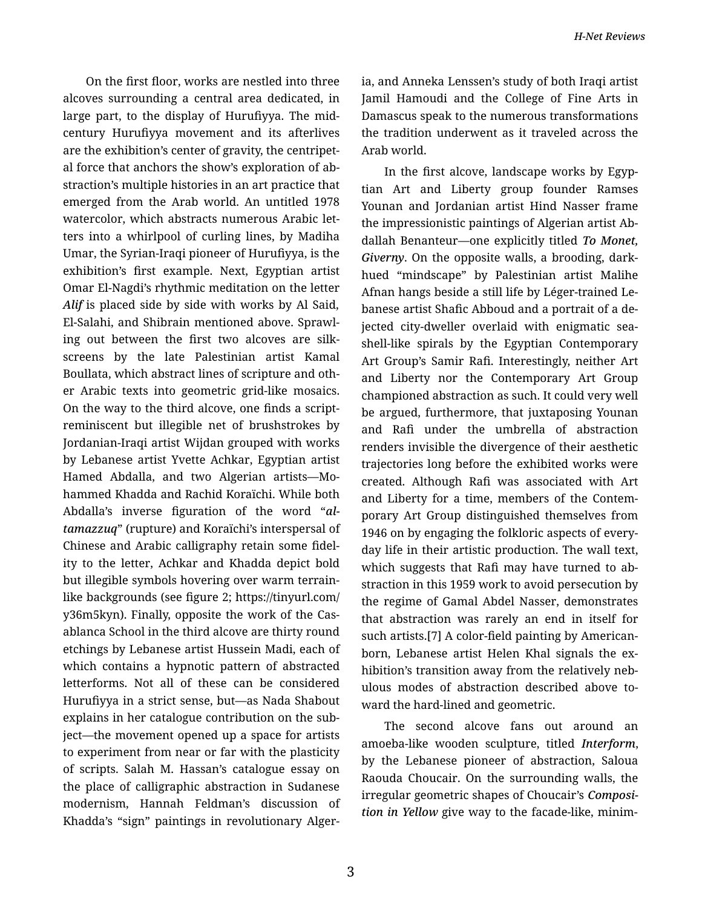On the first floor, works are nestled into three alcoves surrounding a central area dedicated, in large part, to the display of Hurufiyya. The mid-century Hurufiyya movement and its afterlives are the exhibition's center of gravity, the centripetal force that anchors the show's exploration of abstraction's multiple histories in an art practice that emerged from the Arab world. An untitled 1978 watercolor, which abstracts numerous Arabic letters into a whirlpool of curling lines, by Madiha Umar, the Syrian-Iraqi pioneer of Hurufiyya, is the exhibition's first example. Next, Egyptian artist Omar El-Nagdi's rhythmic meditation on the letter *Alif* is placed side by side with works by Al Said, El-Salahi, and Shibrain mentioned above. Sprawling out between the first two alcoves are silkscreens by the late Palestinian artist Kamal Boullata, which abstract lines of scripture and other Arabic texts into geometric grid-like mosaics. On the way to the third alcove, one finds a script-reminiscent but illegible net of brushstrokes by Jordanian-Iraqi artist Wijdan grouped with works by Lebanese artist Yvette Achkar, Egyptian artist Hamed Abdalla, and two Algerian artists—Mohammed Khadda and Rachid Koraïchi. While both Abdalla's inverse figuration of the word "*al-tamazzuq*" (rupture) and Koraïchi's interspersal of Chinese and Arabic calligraphy retain some fidelity to the letter, Achkar and Khadda depict bold but illegible symbols hovering over warm terrain-like backgrounds (see figure 2; https://tinyurl.com/y36m5kyn). Finally, opposite the work of the Casablanca School in the third alcove are thirty round etchings by Lebanese artist Hussein Madi, each of which contains a hypnotic pattern of abstracted letterforms. Not all of these can be considered Hurufiyya in a strict sense, but—as Nada Shabout explains in her catalogue contribution on the subject—the movement opened up a space for artists to experiment from near or far with the plasticity of scripts. Salah M. Hassan's catalogue essay on the place of calligraphic abstraction in Sudanese modernism, Hannah Feldman's discussion of Khadda's "sign" paintings in revolutionary Algeria, and Anneka Lenssen's study of both Iraqi artist Jamil Hamoudi and the College of Fine Arts in Damascus speak to the numerous transformations the tradition underwent as it traveled across the Arab world.

In the first alcove, landscape works by Egyptian Art and Liberty group founder Ramses Younan and Jordanian artist Hind Nasser frame the impressionistic paintings of Algerian artist Abdallah Benanteur—one explicitly titled *To Monet, Giverny*. On the opposite walls, a brooding, dark-hued "mindscape" by Palestinian artist Malihe Afnan hangs beside a still life by Léger-trained Lebanese artist Shafic Abboud and a portrait of a dejected city-dweller overlaid with enigmatic seashell-like spirals by the Egyptian Contemporary Art Group's Samir Rafi. Interestingly, neither Art and Liberty nor the Contemporary Art Group championed abstraction as such. It could very well be argued, furthermore, that juxtaposing Younan and Rafi under the umbrella of abstraction renders invisible the divergence of their aesthetic trajectories long before the exhibited works were created. Although Rafi was associated with Art and Liberty for a time, members of the Contemporary Art Group distinguished themselves from 1946 on by engaging the folkloric aspects of everyday life in their artistic production. The wall text, which suggests that Rafi may have turned to abstraction in this 1959 work to avoid persecution by the regime of Gamal Abdel Nasser, demonstrates that abstraction was rarely an end in itself for such artists.[7] A color-field painting by American-born, Lebanese artist Helen Khal signals the exhibition's transition away from the relatively nebulous modes of abstraction described above toward the hard-lined and geometric.

The second alcove fans out around an amoeba-like wooden sculpture, titled *Interform*, by the Lebanese pioneer of abstraction, Saloua Raouda Choucair. On the surrounding walls, the irregular geometric shapes of Choucair's *Composition in Yellow* give way to the facade-like, minim-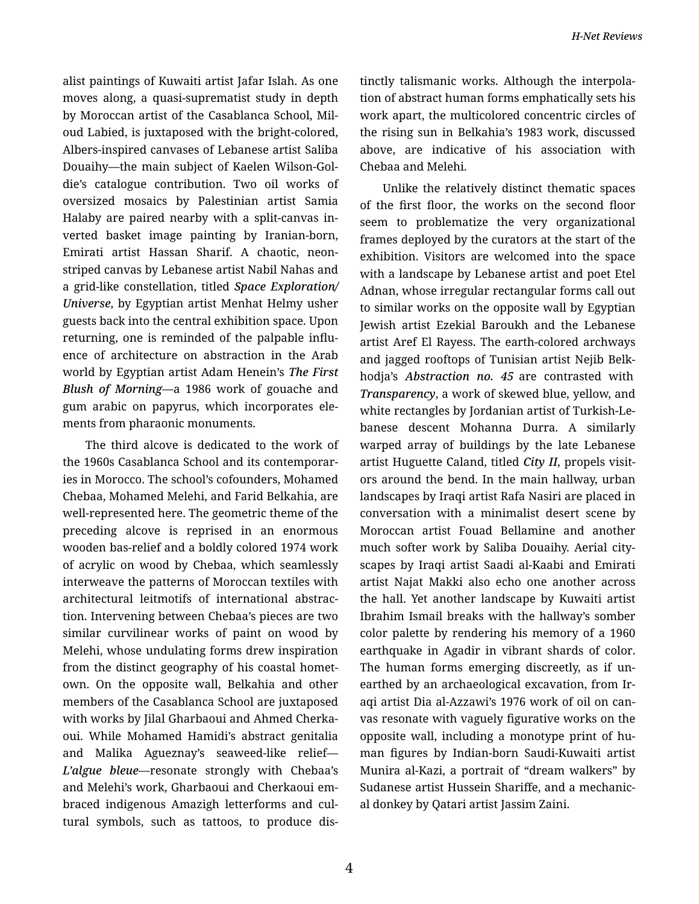alist paintings of Kuwaiti artist Jafar Islah. As one moves along, a quasi-suprematist study in depth by Moroccan artist of the Casablanca School, Miloud Labied, is juxtaposed with the bright-colored, Albers-inspired canvases of Lebanese artist Saliba Douaihy—the main subject of Kaelen Wilson-Goldie's catalogue contribution. Two oil works of oversized mosaics by Palestinian artist Samia Halaby are paired nearby with a split-canvas inverted basket image painting by Iranian-born, Emirati artist Hassan Sharif. A chaotic, neon-striped canvas by Lebanese artist Nabil Nahas and a grid-like constellation, titled ***Space Exploration/Universe***, by Egyptian artist Menhat Helmy usher guests back into the central exhibition space. Upon returning, one is reminded of the palpable influence of architecture on abstraction in the Arab world by Egyptian artist Adam Henein's *The First Blush of Morning*—a 1986 work of gouache and gum arabic on papyrus, which incorporates elements from pharaonic monuments.

The third alcove is dedicated to the work of the 1960s Casablanca School and its contemporaries in Morocco. The school's cofounders, Mohamed Chebaa, Mohamed Melehi, and Farid Belkahia, are well-represented here. The geometric theme of the preceding alcove is reprised in an enormous wooden bas-relief and a boldly colored 1974 work of acrylic on wood by Chebaa, which seamlessly interweave the patterns of Moroccan textiles with architectural leitmotifs of international abstraction. Intervening between Chebaa's pieces are two similar curvilinear works of paint on wood by Melehi, whose undulating forms drew inspiration from the distinct geography of his coastal hometown. On the opposite wall, Belkahia and other members of the Casablanca School are juxtaposed with works by Jilal Gharbaoui and Ahmed Cherkaoui. While Mohamed Hamidi's abstract genitalia and Malika Agueznay's seaweed-like relief—***L'algue bleue***—resonate strongly with Chebaa's and Melehi's work, Gharbaoui and Cherkaoui embraced indigenous Amazigh letterforms and cultural symbols, such as tattoos, to produce distinctly talismanic works. Although the interpolation of abstract human forms emphatically sets his work apart, the multicolored concentric circles of the rising sun in Belkahia's 1983 work, discussed above, are indicative of his association with Chebaa and Melehi.

Unlike the relatively distinct thematic spaces of the first floor, the works on the second floor seem to problematize the very organizational frames deployed by the curators at the start of the exhibition. Visitors are welcomed into the space with a landscape by Lebanese artist and poet Etel Adnan, whose irregular rectangular forms call out to similar works on the opposite wall by Egyptian Jewish artist Ezekial Baroukh and the Lebanese artist Aref El Rayess. The earth-colored archways and jagged rooftops of Tunisian artist Nejib Belkhodja's ***Abstraction no. 45*** are contrasted with ***Transparency***, a work of skewed blue, yellow, and white rectangles by Jordanian artist of Turkish-Lebanese descent Mohanna Durra. A similarly warped array of buildings by the late Lebanese artist Huguette Caland, titled ***City II***, propels visitors around the bend. In the main hallway, urban landscapes by Iraqi artist Rafa Nasiri are placed in conversation with a minimalist desert scene by Moroccan artist Fouad Bellamine and another much softer work by Saliba Douaihy. Aerial cityscapes by Iraqi artist Saadi al-Kaabi and Emirati artist Najat Makki also echo one another across the hall. Yet another landscape by Kuwaiti artist Ibrahim Ismail breaks with the hallway's somber color palette by rendering his memory of a 1960 earthquake in Agadir in vibrant shards of color. The human forms emerging discreetly, as if unearthed by an archaeological excavation, from Iraqi artist Dia al-Azzawi's 1976 work of oil on canvas resonate with vaguely figurative works on the opposite wall, including a monotype print of human figures by Indian-born Saudi-Kuwaiti artist Munira al-Kazi, a portrait of "dream walkers" by Sudanese artist Hussein Shariffe, and a mechanical donkey by Qatari artist Jassim Zaini.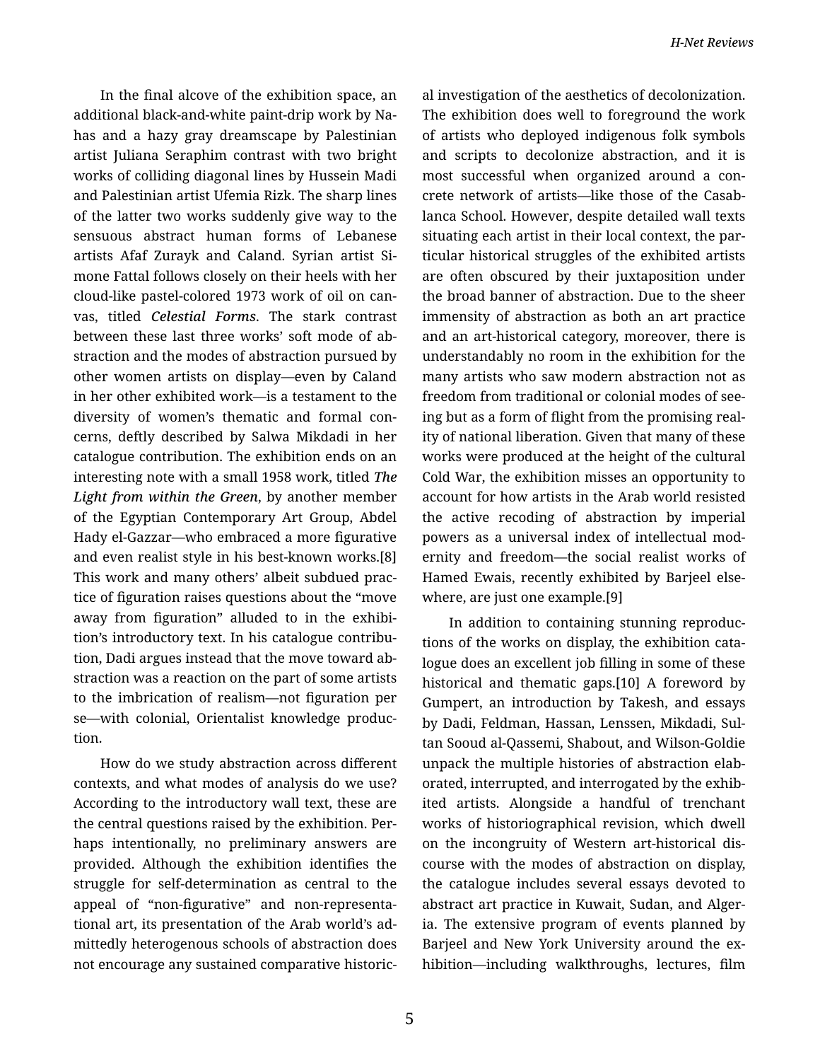In the final alcove of the exhibition space, an additional black-and-white paint-drip work by Nahas and a hazy gray dreamscape by Palestinian artist Juliana Seraphim contrast with two bright works of colliding diagonal lines by Hussein Madi and Palestinian artist Ufemia Rizk. The sharp lines of the latter two works suddenly give way to the sensuous abstract human forms of Lebanese artists Afaf Zurayk and Caland. Syrian artist Simone Fattal follows closely on their heels with her cloud-like pastel-colored 1973 work of oil on canvas, titled ***Celestial Forms***. The stark contrast between these last three works' soft mode of abstraction and the modes of abstraction pursued by other women artists on display—even by Caland in her other exhibited work—is a testament to the diversity of women's thematic and formal concerns, deftly described by Salwa Mikdadi in her catalogue contribution. The exhibition ends on an interesting note with a small 1958 work, titled ***The Light from within the Green***, by another member of the Egyptian Contemporary Art Group, Abdel Hady el-Gazzar—who embraced a more figurative and even realist style in his best-known works.[8] This work and many others' albeit subdued practice of figuration raises questions about the "move away from figuration" alluded to in the exhibition's introductory text. In his catalogue contribution, Dadi argues instead that the move toward abstraction was a reaction on the part of some artists to the imbrication of realism—not figuration per se—with colonial, Orientalist knowledge production.

How do we study abstraction across different contexts, and what modes of analysis do we use? According to the introductory wall text, these are the central questions raised by the exhibition. Perhaps intentionally, no preliminary answers are provided. Although the exhibition identifies the struggle for self-determination as central to the appeal of "non-figurative" and non-representational art, its presentation of the Arab world's admittedly heterogenous schools of abstraction does not encourage any sustained comparative historical investigation of the aesthetics of decolonization. The exhibition does well to foreground the work of artists who deployed indigenous folk symbols and scripts to decolonize abstraction, and it is most successful when organized around a concrete network of artists—like those of the Casablanca School. However, despite detailed wall texts situating each artist in their local context, the particular historical struggles of the exhibited artists are often obscured by their juxtaposition under the broad banner of abstraction. Due to the sheer immensity of abstraction as both an art practice and an art-historical category, moreover, there is understandably no room in the exhibition for the many artists who saw modern abstraction not as freedom from traditional or colonial modes of seeing but as a form of flight from the promising reality of national liberation. Given that many of these works were produced at the height of the cultural Cold War, the exhibition misses an opportunity to account for how artists in the Arab world resisted the active recoding of abstraction by imperial powers as a universal index of intellectual modernity and freedom—the social realist works of Hamed Ewais, recently exhibited by Barjeel elsewhere, are just one example.[9]

In addition to containing stunning reproductions of the works on display, the exhibition catalogue does an excellent job filling in some of these historical and thematic gaps.[10] A foreword by Gumpert, an introduction by Takesh, and essays by Dadi, Feldman, Hassan, Lenssen, Mikdadi, Sultan Sooud al-Qassemi, Shabout, and Wilson-Goldie unpack the multiple histories of abstraction elaborated, interrupted, and interrogated by the exhibited artists. Alongside a handful of trenchant works of historiographical revision, which dwell on the incongruity of Western art-historical discourse with the modes of abstraction on display, the catalogue includes several essays devoted to abstract art practice in Kuwait, Sudan, and Algeria. The extensive program of events planned by Barjeel and New York University around the exhibition—including walkthroughs, lectures, film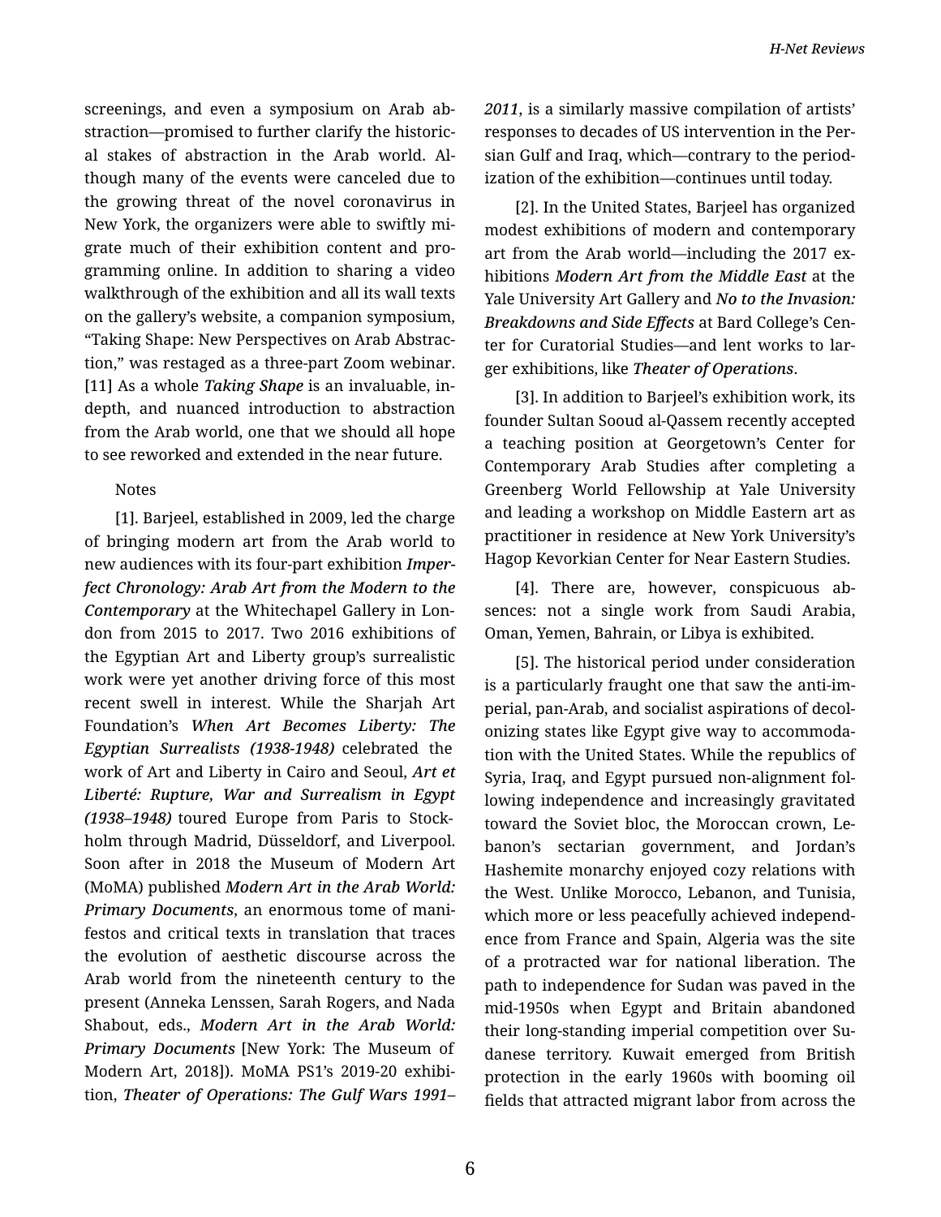screenings, and even a symposium on Arab abstraction—promised to further clarify the historical stakes of abstraction in the Arab world. Although many of the events were canceled due to the growing threat of the novel coronavirus in New York, the organizers were able to swiftly migrate much of their exhibition content and programming online. In addition to sharing a video walkthrough of the exhibition and all its wall texts on the gallery's website, a companion symposium, "Taking Shape: New Perspectives on Arab Abstraction," was restaged as a three-part Zoom webinar.[11] As a whole *Taking Shape* is an invaluable, in-depth, and nuanced introduction to abstraction from the Arab world, one that we should all hope to see reworked and extended in the near future.

Notes

[1]. Barjeel, established in 2009, led the charge of bringing modern art from the Arab world to new audiences with its four-part exhibition ***Imperfect Chronology: Arab Art from the Modern to the Contemporary*** at the Whitechapel Gallery in London from 2015 to 2017. Two 2016 exhibitions of the Egyptian Art and Liberty group's surrealistic work were yet another driving force of this most recent swell in interest. While the Sharjah Art Foundation's ***When Art Becomes Liberty: The Egyptian Surrealists (1938-1948)*** celebrated the work of Art and Liberty in Cairo and Seoul, ***Art et Liberté: Rupture, War and Surrealism in Egypt (1938–1948)*** toured Europe from Paris to Stockholm through Madrid, Düsseldorf, and Liverpool. Soon after in 2018 the Museum of Modern Art (MoMA) published ***Modern Art in the Arab World: Primary Documents***, an enormous tome of manifestos and critical texts in translation that traces the evolution of aesthetic discourse across the Arab world from the nineteenth century to the present (Anneka Lenssen, Sarah Rogers, and Nada Shabout, eds., ***Modern Art in the Arab World: Primary Documents*** [New York: The Museum of Modern Art, 2018]). MoMA PS1's 2019-20 exhibition, ***Theater of Operations: The Gulf Wars 1991–2011***, is a similarly massive compilation of artists' responses to decades of US intervention in the Persian Gulf and Iraq, which—contrary to the periodization of the exhibition—continues until today.

[2]. In the United States, Barjeel has organized modest exhibitions of modern and contemporary art from the Arab world—including the 2017 exhibitions ***Modern Art from the Middle East*** at the Yale University Art Gallery and ***No to the Invasion: Breakdowns and Side Effects*** at Bard College's Center for Curatorial Studies—and lent works to larger exhibitions, like ***Theater of Operations***.

[3]. In addition to Barjeel's exhibition work, its founder Sultan Sooud al-Qassem recently accepted a teaching position at Georgetown's Center for Contemporary Arab Studies after completing a Greenberg World Fellowship at Yale University and leading a workshop on Middle Eastern art as practitioner in residence at New York University's Hagop Kevorkian Center for Near Eastern Studies.

[4]. There are, however, conspicuous absences: not a single work from Saudi Arabia, Oman, Yemen, Bahrain, or Libya is exhibited.

[5]. The historical period under consideration is a particularly fraught one that saw the anti-imperial, pan-Arab, and socialist aspirations of decolonizing states like Egypt give way to accommodation with the United States. While the republics of Syria, Iraq, and Egypt pursued non-alignment following independence and increasingly gravitated toward the Soviet bloc, the Moroccan crown, Lebanon's sectarian government, and Jordan's Hashemite monarchy enjoyed cozy relations with the West. Unlike Morocco, Lebanon, and Tunisia, which more or less peacefully achieved independence from France and Spain, Algeria was the site of a protracted war for national liberation. The path to independence for Sudan was paved in the mid-1950s when Egypt and Britain abandoned their long-standing imperial competition over Sudanese territory. Kuwait emerged from British protection in the early 1960s with booming oil fields that attracted migrant labor from across the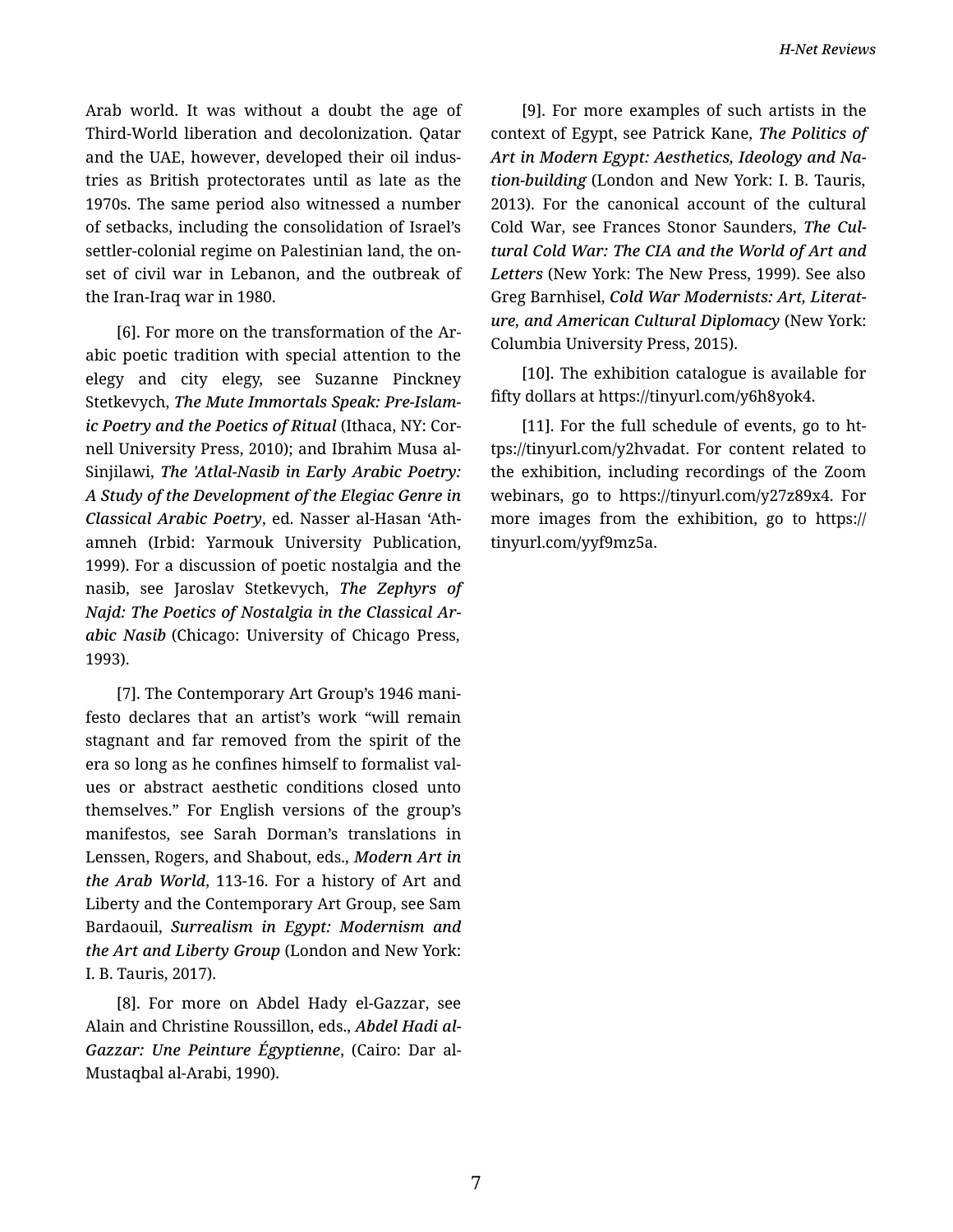Arab world. It was without a doubt the age of Third-World liberation and decolonization. Qatar and the UAE, however, developed their oil industries as British protectorates until as late as the 1970s. The same period also witnessed a number of setbacks, including the consolidation of Israel's settler-colonial regime on Palestinian land, the onset of civil war in Lebanon, and the outbreak of the Iran-Iraq war in 1980.

[6]. For more on the transformation of the Arabic poetic tradition with special attention to the elegy and city elegy, see Suzanne Pinckney Stetkevych, ***The Mute Immortals Speak: Pre-Islamic Poetry and the Poetics of Ritual*** (Ithaca, NY: Cornell University Press, 2010); and Ibrahim Musa al-Sinjilawi, ***The 'Atlal-Nasib in Early Arabic Poetry: A Study of the Development of the Elegiac Genre in Classical Arabic Poetry***, ed. Nasser al-Hasan 'Athamneh (Irbid: Yarmouk University Publication, 1999). For a discussion of poetic nostalgia and the nasib, see Jaroslav Stetkevych, ***The Zephyrs of Najd: The Poetics of Nostalgia in the Classical Arabic Nasib*** (Chicago: University of Chicago Press, 1993).

[7]. The Contemporary Art Group's 1946 manifesto declares that an artist's work "will remain stagnant and far removed from the spirit of the era so long as he confines himself to formalist values or abstract aesthetic conditions closed unto themselves." For English versions of the group's manifestos, see Sarah Dorman's translations in Lenssen, Rogers, and Shabout, eds., ***Modern Art in the Arab World***, 113-16. For a history of Art and Liberty and the Contemporary Art Group, see Sam Bardaouil, ***Surrealism in Egypt: Modernism and the Art and Liberty Group*** (London and New York: I. B. Tauris, 2017).

[8]. For more on Abdel Hady el-Gazzar, see Alain and Christine Roussillon, eds., ***Abdel Hadi al-Gazzar: Une Peinture Égyptienne***, (Cairo: Dar al-Mustaqbal al-Arabi, 1990).

[9]. For more examples of such artists in the context of Egypt, see Patrick Kane, ***The Politics of Art in Modern Egypt: Aesthetics, Ideology and Nation-building*** (London and New York: I. B. Tauris, 2013). For the canonical account of the cultural Cold War, see Frances Stonor Saunders, ***The Cultural Cold War: The CIA and the World of Art and Letters*** (New York: The New Press, 1999). See also Greg Barnhisel, ***Cold War Modernists: Art, Literature, and American Cultural Diplomacy*** (New York: Columbia University Press, 2015).

[10]. The exhibition catalogue is available for fifty dollars at https://tinyurl.com/y6h8yok4.

[11]. For the full schedule of events, go to https://tinyurl.com/y2hvadat. For content related to the exhibition, including recordings of the Zoom webinars, go to https://tinyurl.com/y27z89x4. For more images from the exhibition, go to https://tinyurl.com/yyf9mz5a.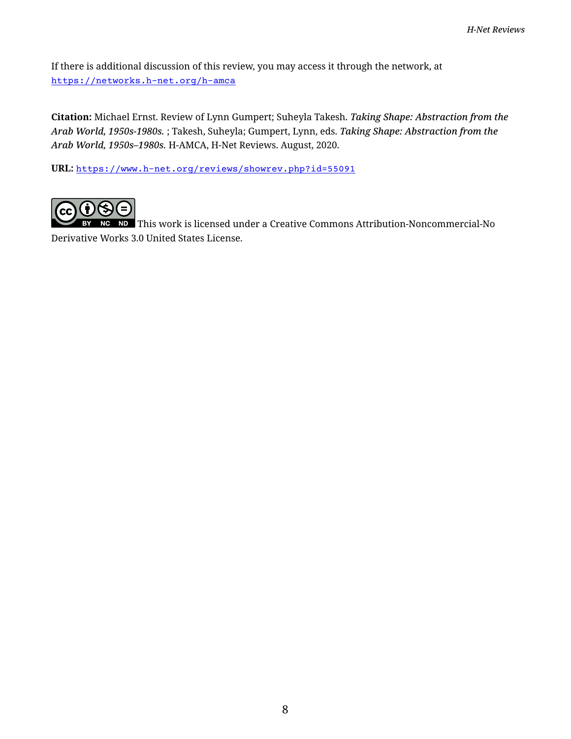If there is additional discussion of this review, you may access it through the network, at https://networks.h-net.org/h-amca

**Citation:** Michael Ernst. Review of Lynn Gumpert; Suheyla Takesh. *Taking Shape: Abstraction from the Arab World, 1950s-1980s.* ; Takesh, Suheyla; Gumpert, Lynn, eds. *Taking Shape: Abstraction from the Arab World, 1950s–1980s.* H-AMCA, H-Net Reviews. August, 2020.

**URL:** https://www.h-net.org/reviews/showrev.php?id=55091

This work is licensed under a Creative Commons Attribution-Noncommercial-No Derivative Works 3.0 United States License.